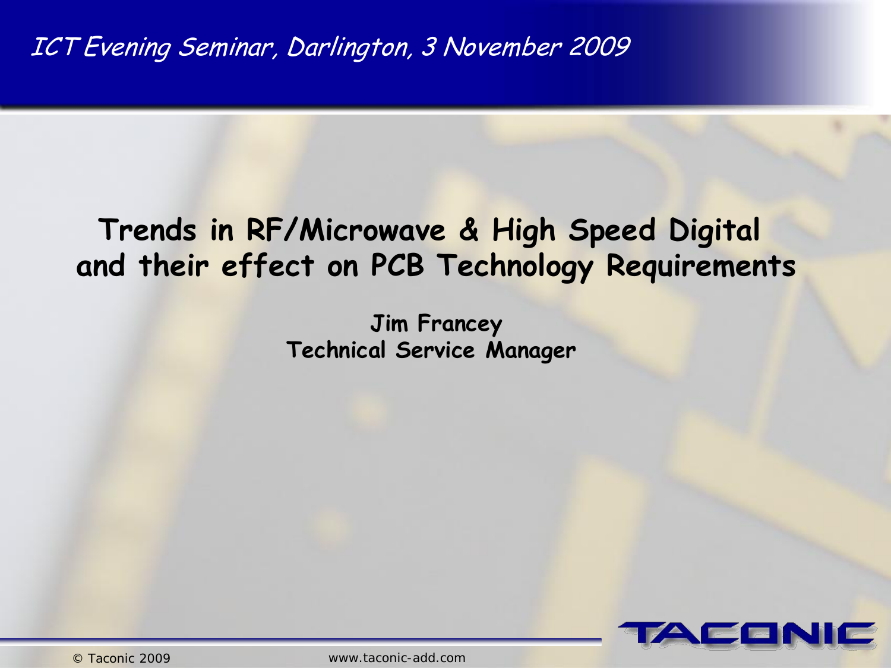*ICT Evening Seminar, Darlington, 3 November 2009*

# Trends in RF/Microwave & High Speed Digital and their effect on PCB Technology Requirements

**Jim Francey**
**Technical Service Manager**

TACONIC

© Taconic 2009 www.taconic-add.com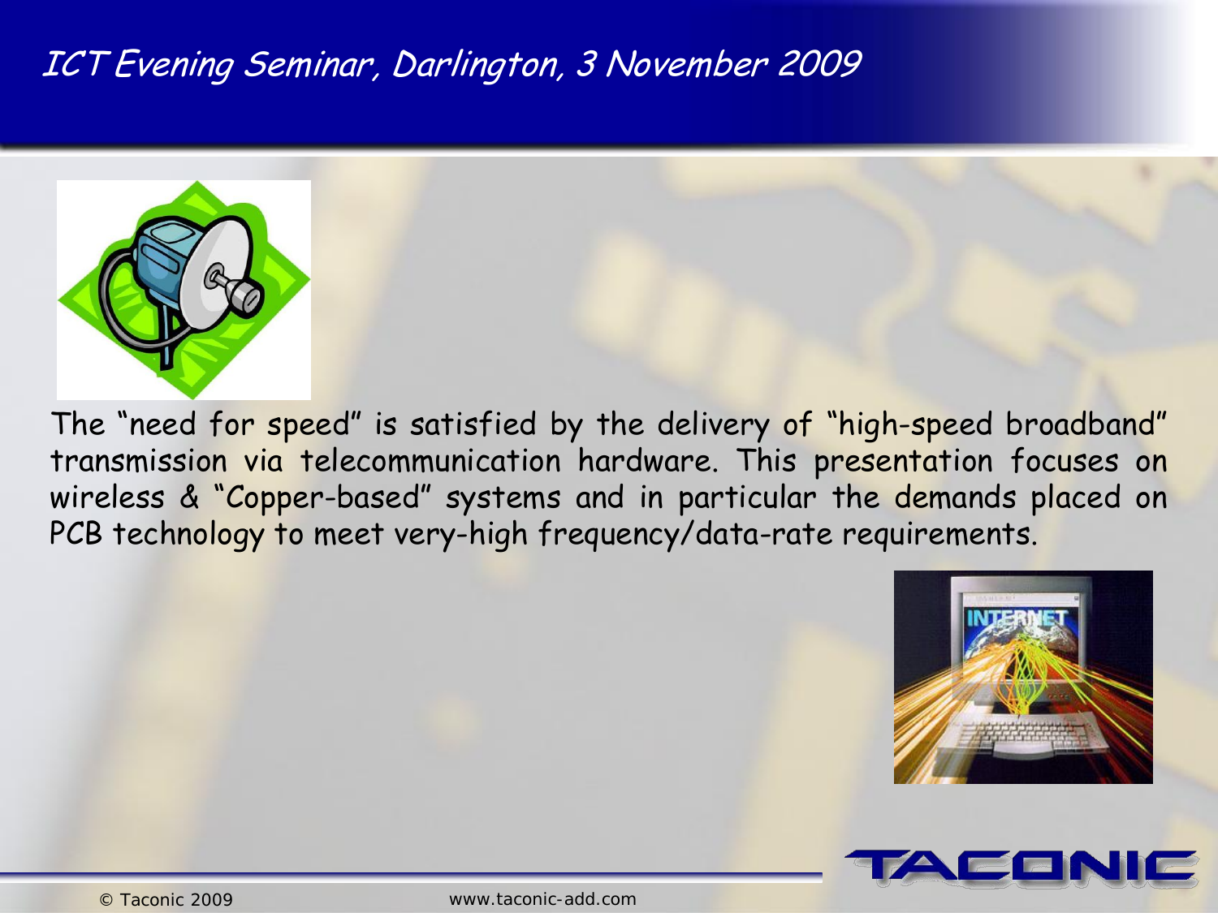The "need for speed" is satisfied by the delivery of "high-speed broadband" transmission via telecommunication hardware. This presentation focuses on wireless & "Copper-based" systems and in particular the demands placed on PCB technology to meet very-high frequency/data-rate requirements.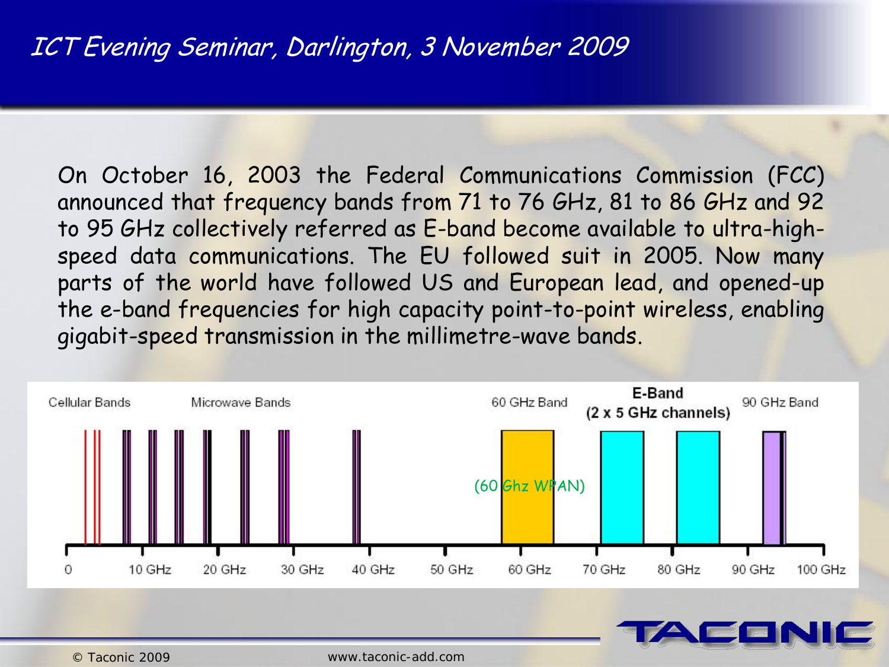On October 16, 2003 the Federal Communications Commission (FCC) announced that frequency bands from 71 to 76 GHz, 81 to 86 GHz and 92 to 95 GHz collectively referred as E-band become available to ultra-high-speed data communications. The EU followed suit in 2005. Now many parts of the world have followed US and European lead, and opened-up the e-band frequencies for high capacity point-to-point wireless, enabling gigabit-speed transmission in the millimetre-wave bands.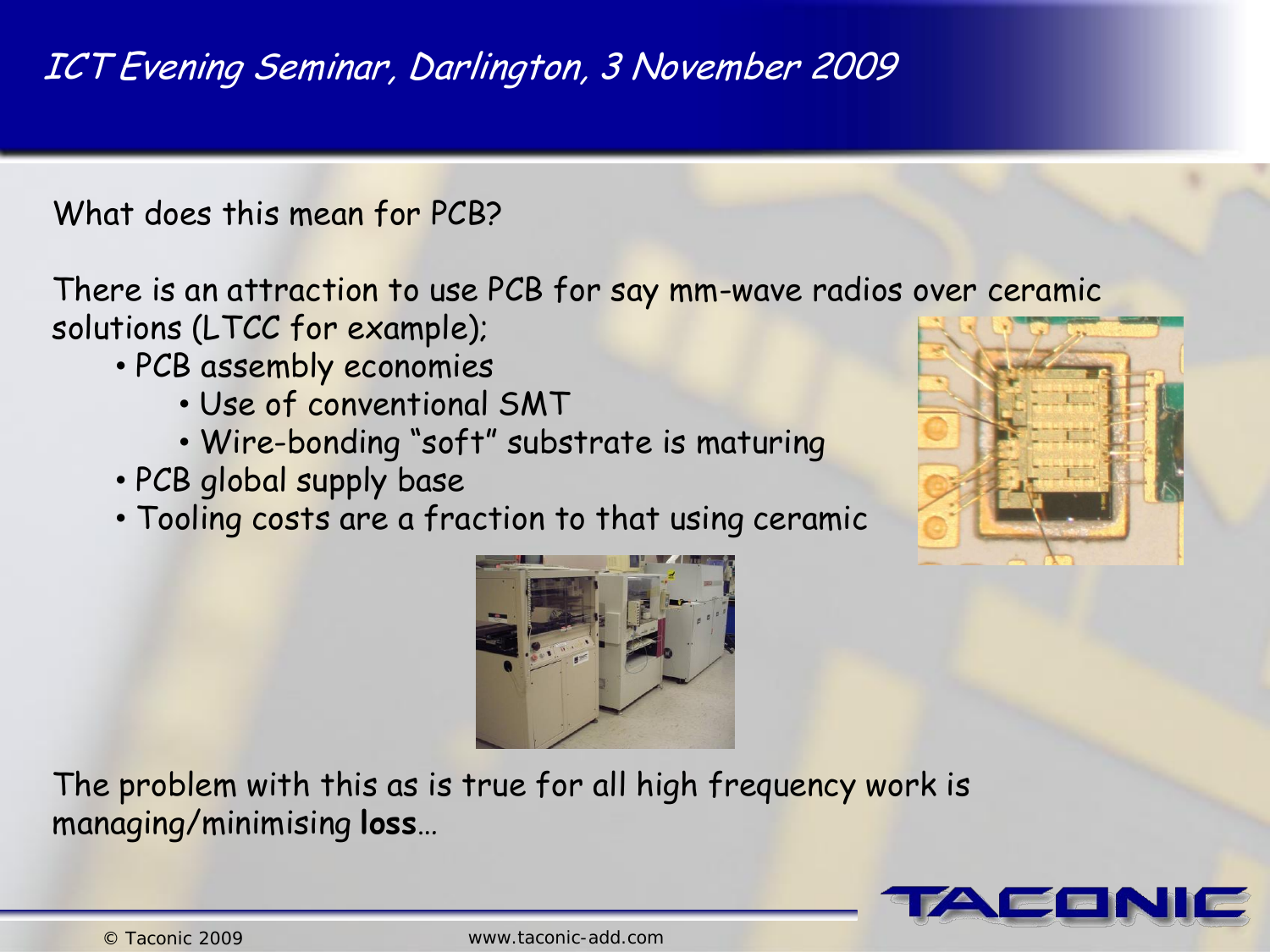What does this mean for PCB?

There is an attraction to use PCB for say mm-wave radios over ceramic solutions (LTCC for example);

- PCB assembly economies
  - Use of conventional SMT
  - Wire-bonding “soft” substrate is maturing
- PCB global supply base
- Tooling costs are a fraction to that using ceramic

The problem with this as is true for all high frequency work is managing/minimising **loss**…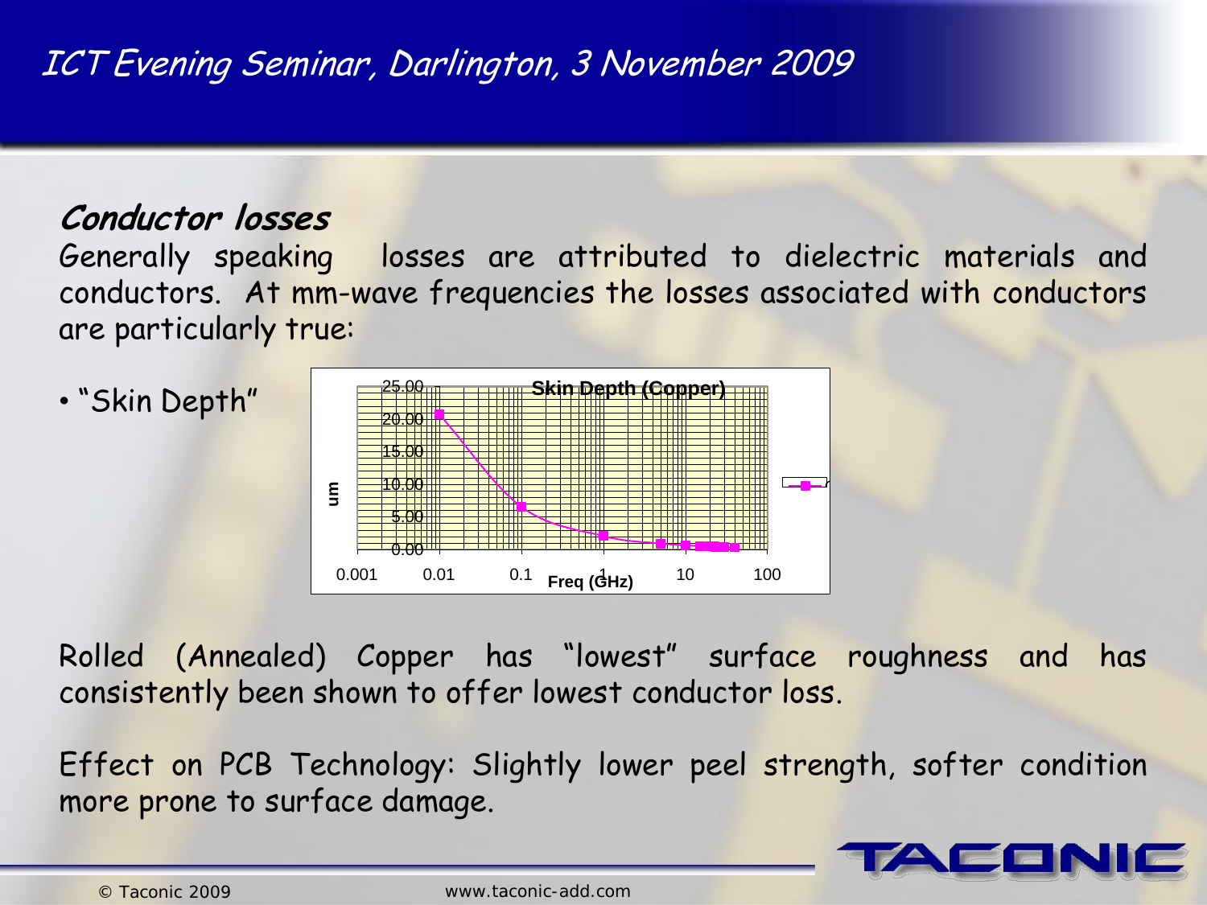## *Conductor losses*

Generally speaking losses are attributed to dielectric materials and conductors. At mm-wave frequencies the losses associated with conductors are particularly true:

- "Skin Depth"

Rolled (Annealed) Copper has "lowest" surface roughness and has consistently been shown to offer lowest conductor loss.

Effect on PCB Technology: Slightly lower peel strength, softer condition more prone to surface damage.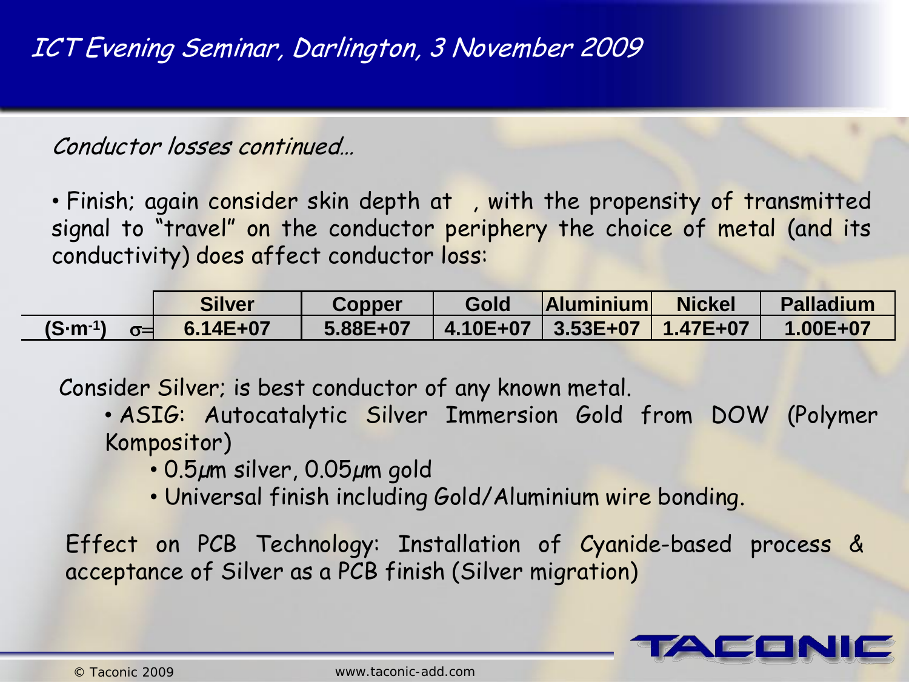*Conductor losses continued…*

- Finish; again consider skin depth at , with the propensity of transmitted signal to "travel" on the conductor periphery the choice of metal (and its conductivity) does affect conductor loss:

| | Silver | Copper | Gold | Aluminium | Nickel | Palladium |
|---|---|---|---|---|---|---|
| $(S \cdot m^{-1})$ $\sigma=$ | 6.14E+07 | 5.88E+07 | 4.10E+07 | 3.53E+07 | 1.47E+07 | 1.00E+07 |

Consider Silver; is best conductor of any known metal.

- ASIG: Autocatalytic Silver Immersion Gold from DOW (Polymer Kompositor)
  - 0.5µm silver, 0.05µm gold
  - Universal finish including Gold/Aluminium wire bonding.

Effect on PCB Technology: Installation of Cyanide-based process & acceptance of Silver as a PCB finish (Silver migration)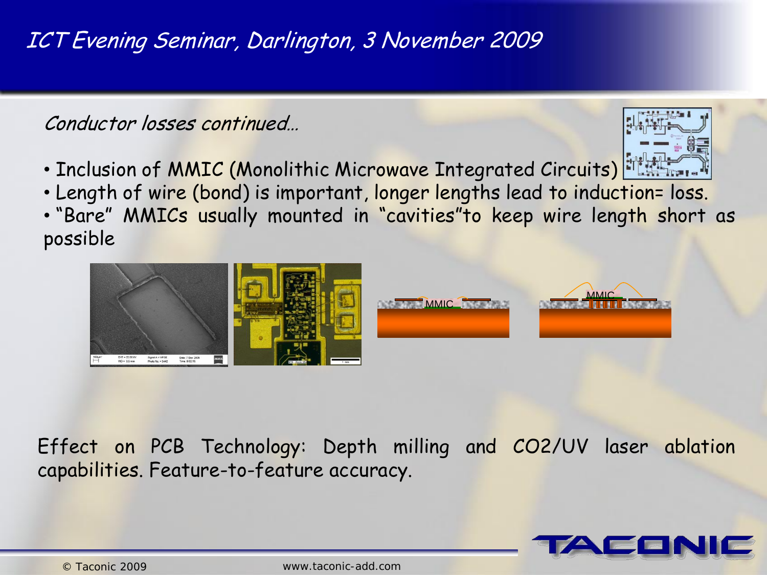*Conductor losses continued…*

- Inclusion of MMIC (Monolithic Microwave Integrated Circuits)
- Length of wire (bond) is important, longer lengths lead to induction= loss.
- "Bare" MMICs usually mounted in "cavities"to keep wire length short as possible

Effect on PCB Technology: Depth milling and CO2/UV laser ablation capabilities. Feature-to-feature accuracy.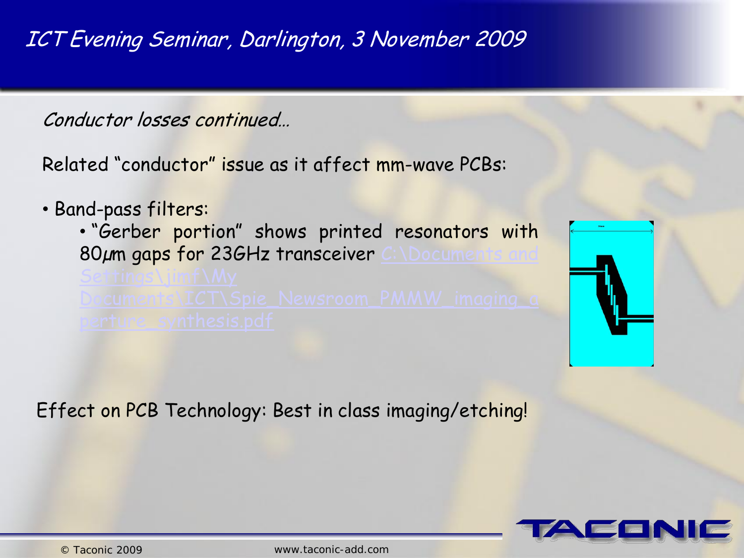*Conductor losses continued…*

Related “conductor” issue as it affect mm-wave PCBs:

- Band-pass filters:
  - “Gerber portion” shows printed resonators with 80μm gaps for 23GHz transceiver C:\Documents and Settings\jimf\My Documents\ICT\Spie_Newsroom_PMMW_imaging_aperture_synthesis.pdf

Effect on PCB Technology: Best in class imaging/etching!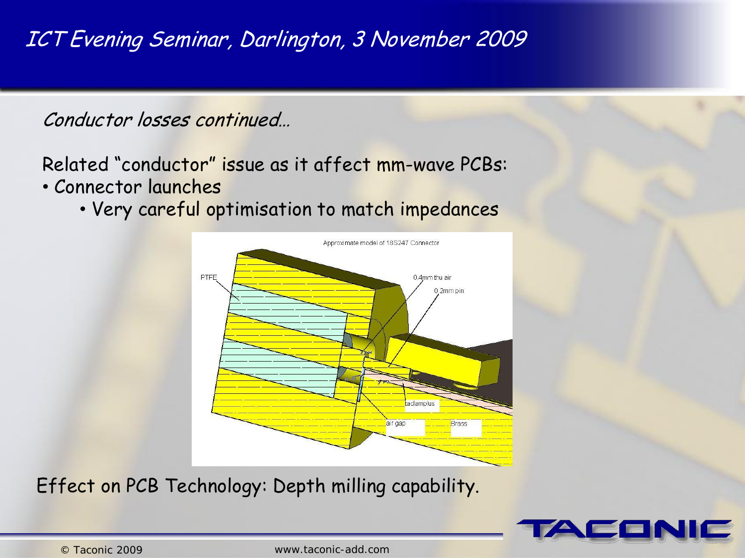*Conductor losses continued…*

Related "conductor" issue as it affect mm-wave PCBs:

- Connector launches
  - Very careful optimisation to match impedances

Approximate model of 18S247 Connector

PTFE

0.4mm thu air

0.2mm pin

taclamplus

air gap

Brass

Effect on PCB Technology: Depth milling capability.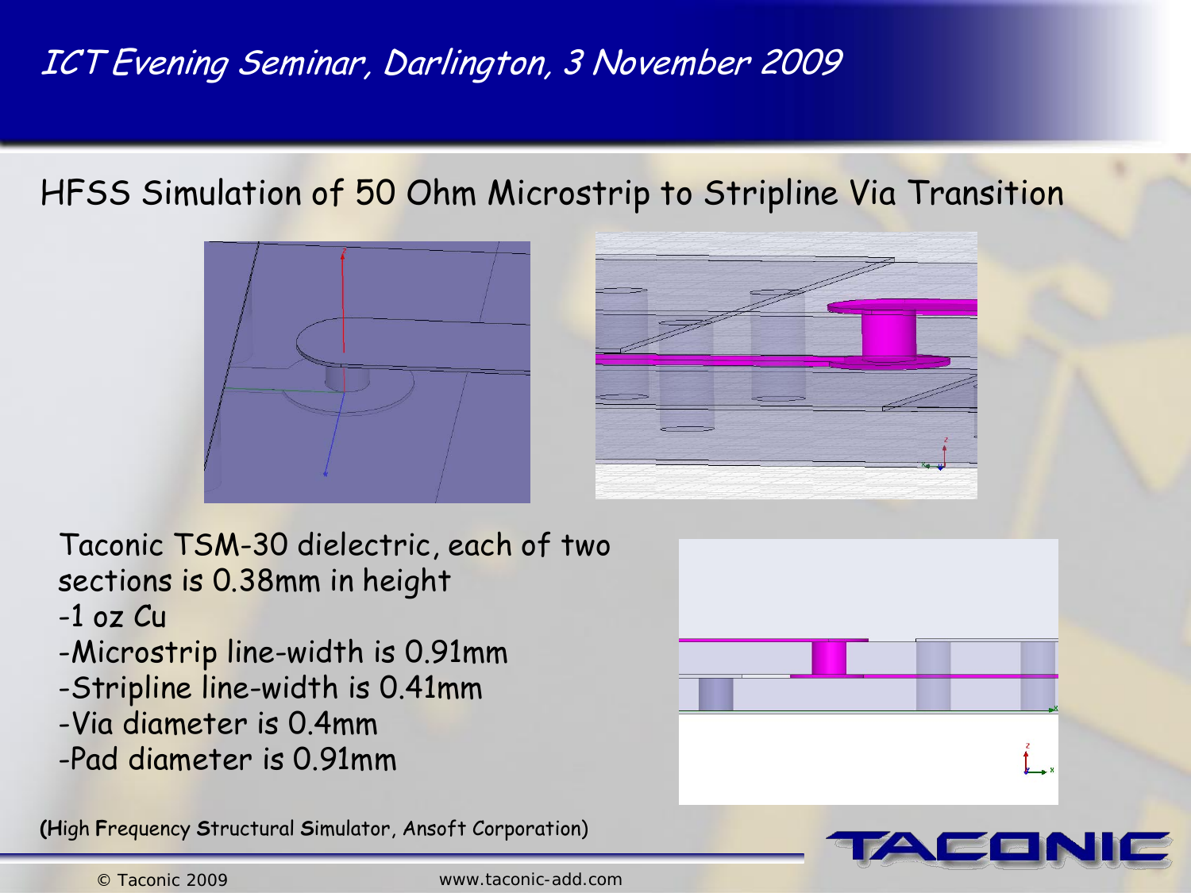## HFSS Simulation of 50 Ohm Microstrip to Stripline Via Transition

Taconic TSM-30 dielectric, each of two sections is 0.38mm in height

- -1 oz Cu
- -Microstrip line-width is 0.91mm
- -Stripline line-width is 0.41mm
- -Via diameter is 0.4mm
- -Pad diameter is 0.91mm

(**H**igh **F**requency **S**tructural **S**imulator, Ansoft Corporation)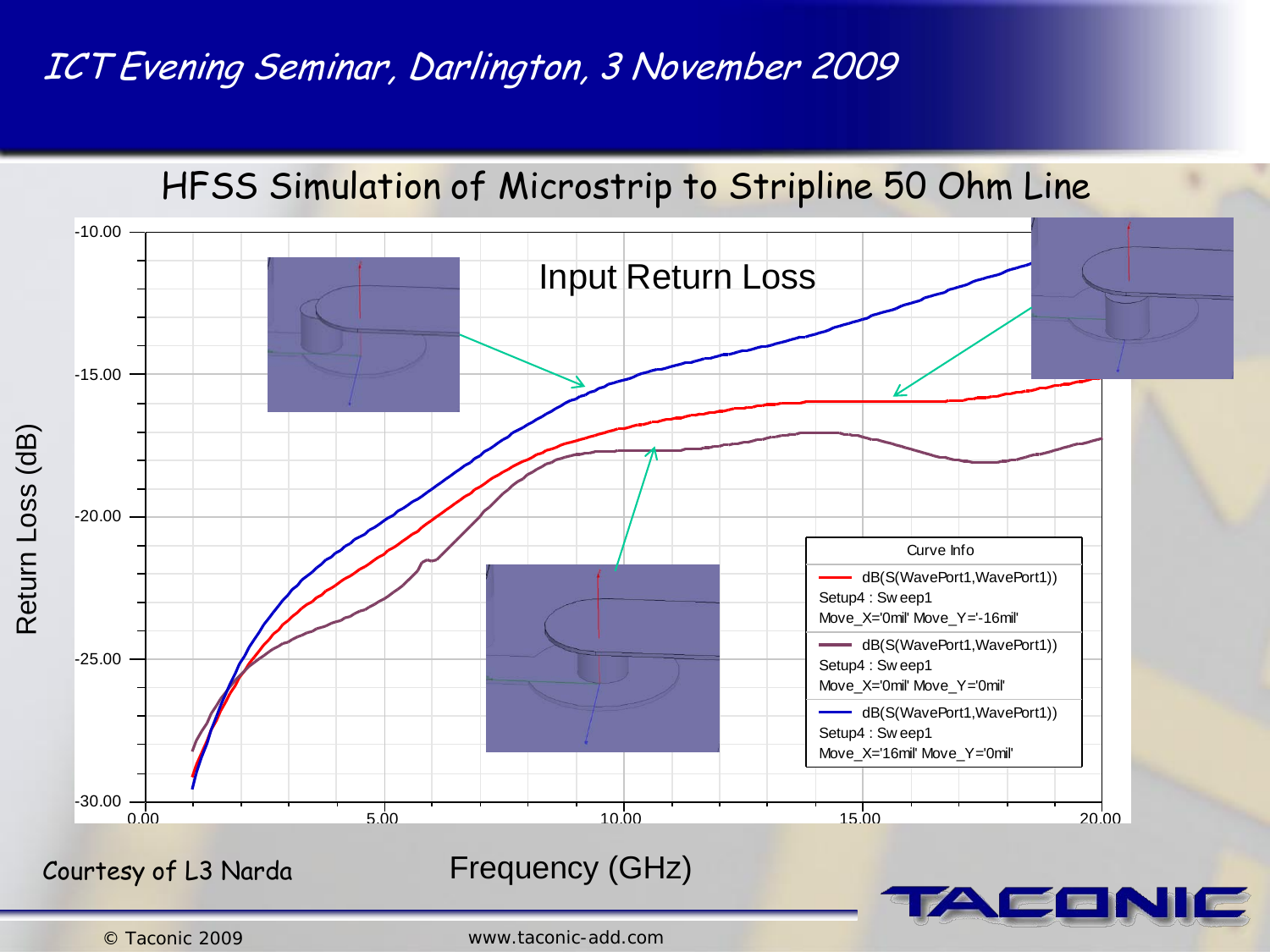## HFSS Simulation of Microstrip to Stripline 50 Ohm Line

Input Return Loss

Return Loss (dB)

-10.00
-15.00
-20.00
-25.00
-30.00

0.00 5.00 10.00 15.00 20.00

Frequency (GHz)

Curve Info

- dB(S(WavePort1,WavePort1)) Setup4 : Sweep1 Move_X='0mil' Move_Y='-16mil'
- dB(S(WavePort1,WavePort1)) Setup4 : Sweep1 Move_X='0mil' Move_Y='0mil'
- dB(S(WavePort1,WavePort1)) Setup4 : Sweep1 Move_X='16mil' Move_Y='0mil'

Courtesy of L3 Narda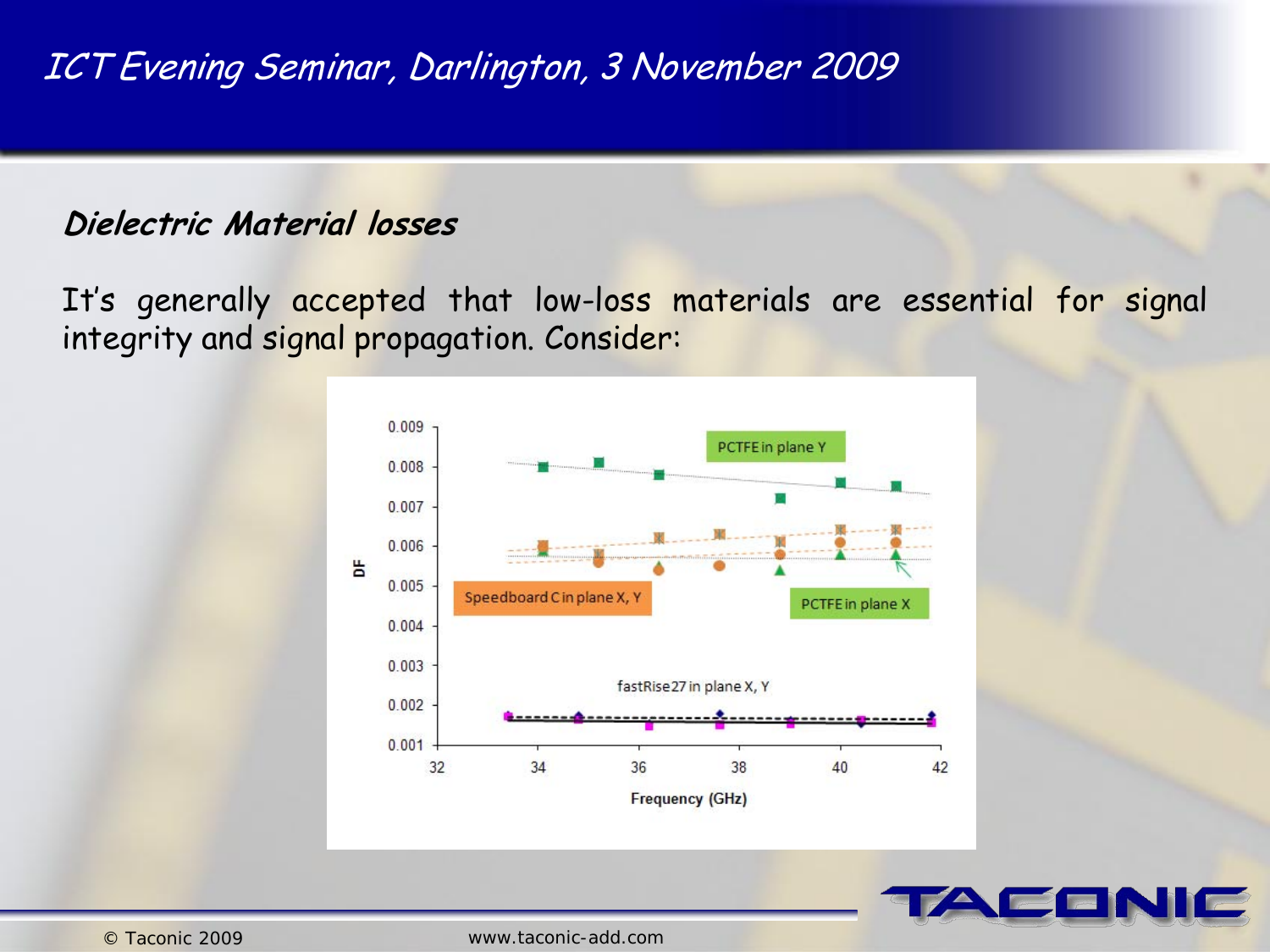## Dielectric Material losses

It's generally accepted that low-loss materials are essential for signal integrity and signal propagation. Consider: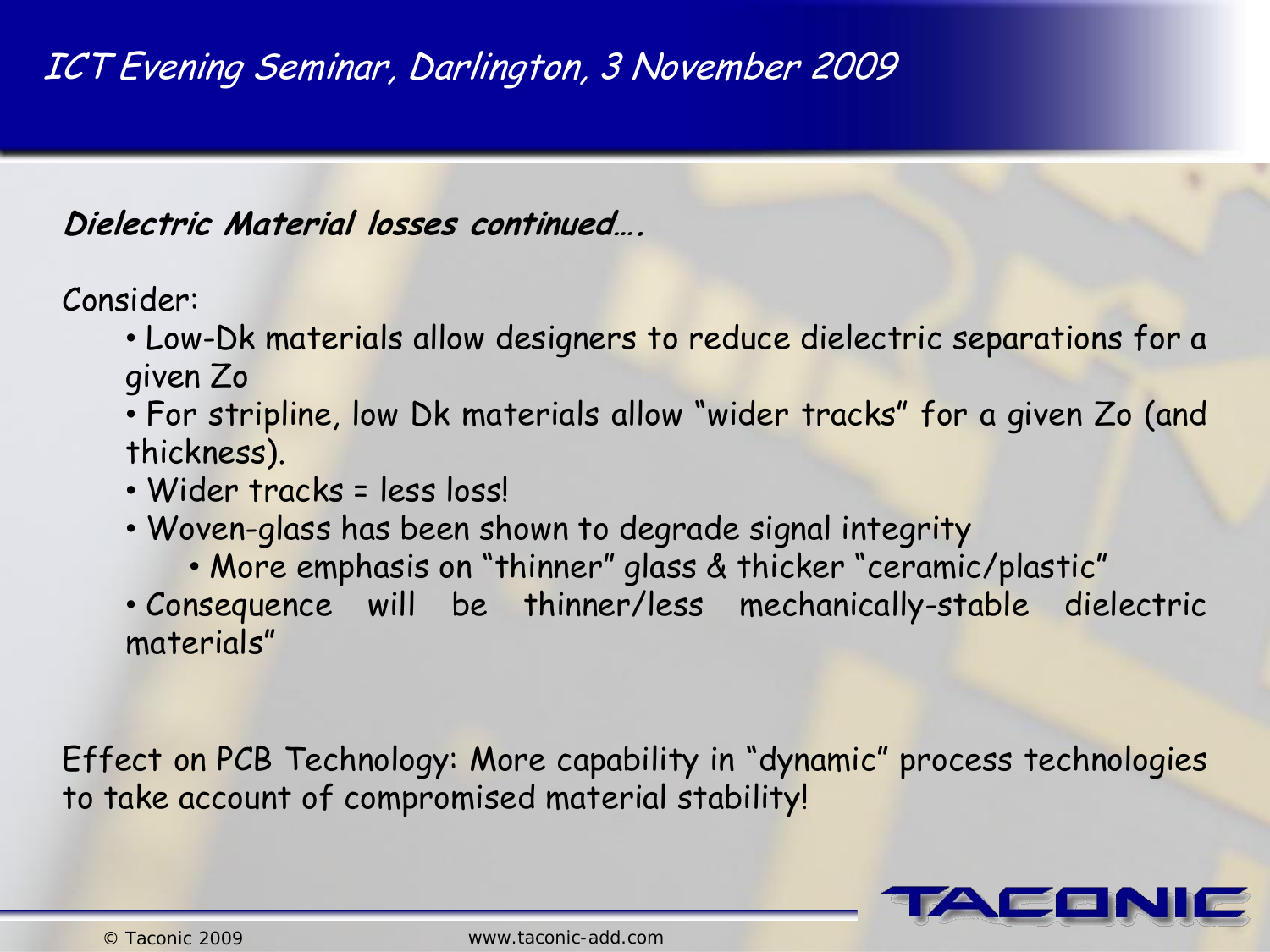**_Dielectric Material losses continued…._**

Consider:

- Low-Dk materials allow designers to reduce dielectric separations for a given Zo
- For stripline, low Dk materials allow "wider tracks" for a given Zo (and thickness).
- Wider tracks = less loss!
- Woven-glass has been shown to degrade signal integrity
  - More emphasis on "thinner" glass & thicker "ceramic/plastic"
- Consequence will be thinner/less mechanically-stable dielectric materials"

Effect on PCB Technology: More capability in "dynamic" process technologies to take account of compromised material stability!